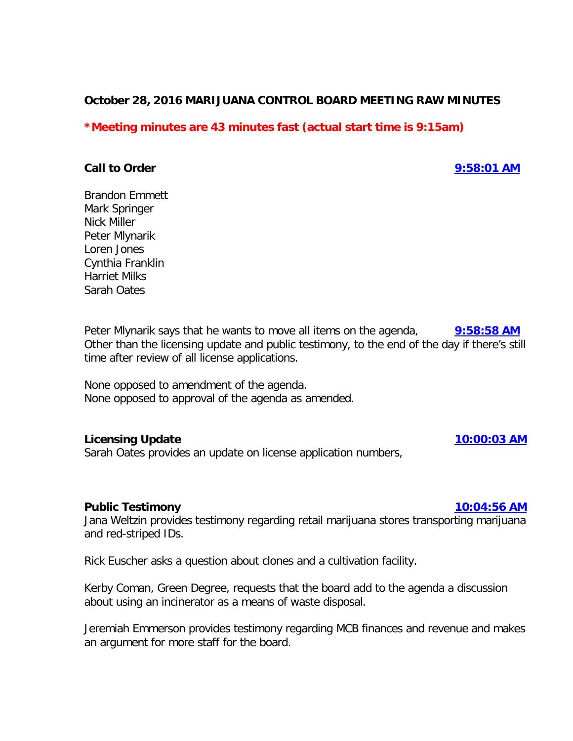**October 28, 2016 MARIJUANA CONTROL BOARD MEETING RAW MINUTES**

**\*Meeting minutes are 43 minutes fast (actual start time is 9:15am)**

**Call to Order** **9:58:01 AM**

Brandon Emmett
Mark Springer
Nick Miller
Peter Mlynarik
Loren Jones
Cynthia Franklin
Harriet Milks
Sarah Oates

Peter Mlynarik says that he wants to move all items on the agenda, Other than the licensing update and public testimony, to the end of the day if there's still time after review of all license applications. **9:58:58 AM**

None opposed to amendment of the agenda.
None opposed to approval of the agenda as amended.

**Licensing Update** **10:00:03 AM**

Sarah Oates provides an update on license application numbers,

**Public Testimony** **10:04:56 AM**

Jana Weltzin provides testimony regarding retail marijuana stores transporting marijuana and red-striped IDs.

Rick Euscher asks a question about clones and a cultivation facility.

Kerby Coman, Green Degree, requests that the board add to the agenda a discussion about using an incinerator as a means of waste disposal.

Jeremiah Emmerson provides testimony regarding MCB finances and revenue and makes an argument for more staff for the board.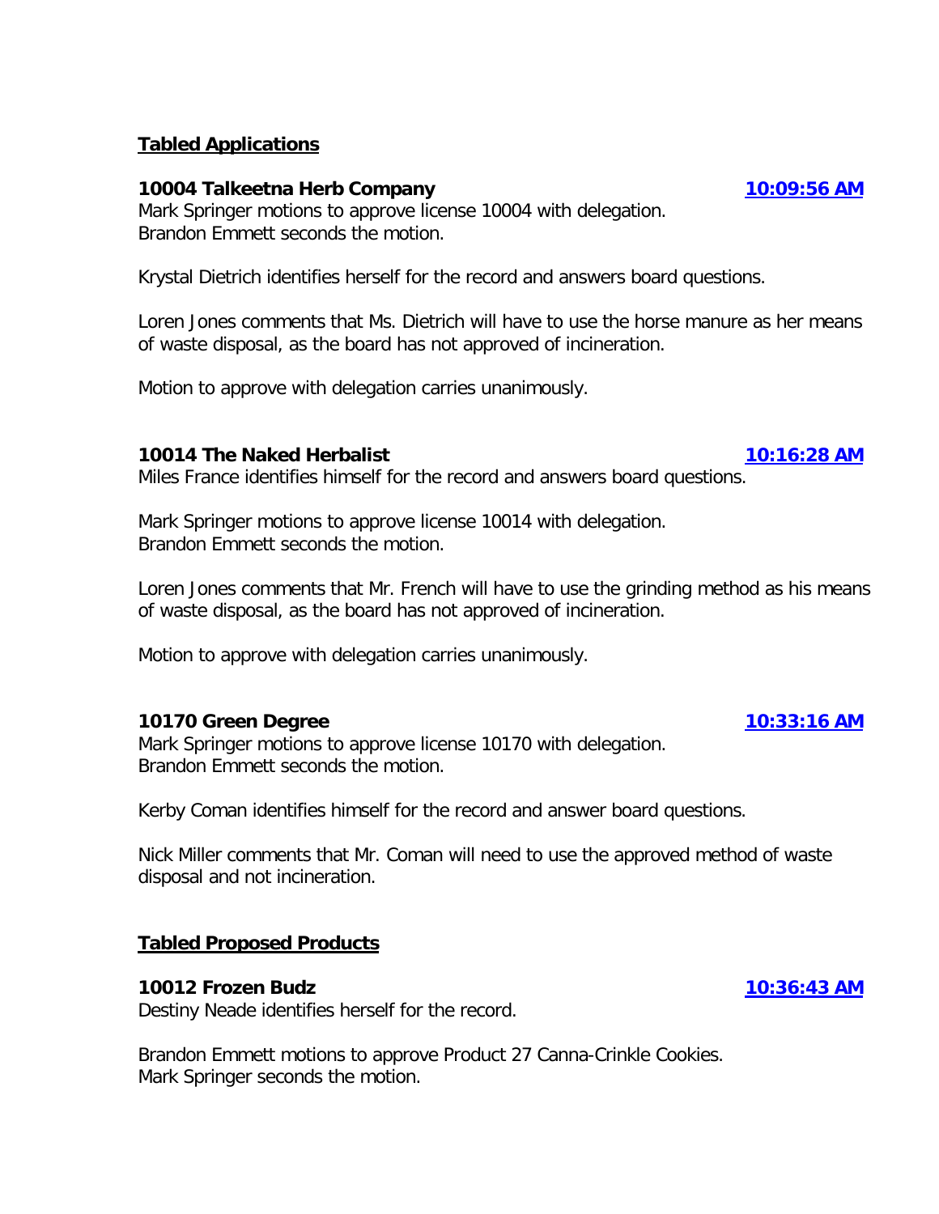**Tabled Applications**

**10004 Talkeetna Herb Company** **10:09:56 AM**

Mark Springer motions to approve license 10004 with delegation.
Brandon Emmett seconds the motion.

Krystal Dietrich identifies herself for the record and answers board questions.

Loren Jones comments that Ms. Dietrich will have to use the horse manure as her means of waste disposal, as the board has not approved of incineration.

Motion to approve with delegation carries unanimously.

**10014 The Naked Herbalist** **10:16:28 AM**

Miles France identifies himself for the record and answers board questions.

Mark Springer motions to approve license 10014 with delegation.
Brandon Emmett seconds the motion.

Loren Jones comments that Mr. French will have to use the grinding method as his means of waste disposal, as the board has not approved of incineration.

Motion to approve with delegation carries unanimously.

**10170 Green Degree** **10:33:16 AM**

Mark Springer motions to approve license 10170 with delegation.
Brandon Emmett seconds the motion.

Kerby Coman identifies himself for the record and answer board questions.

Nick Miller comments that Mr. Coman will need to use the approved method of waste disposal and not incineration.

**Tabled Proposed Products**

**10012 Frozen Budz** **10:36:43 AM**

Destiny Neade identifies herself for the record.

Brandon Emmett motions to approve Product 27 Canna-Crinkle Cookies.
Mark Springer seconds the motion.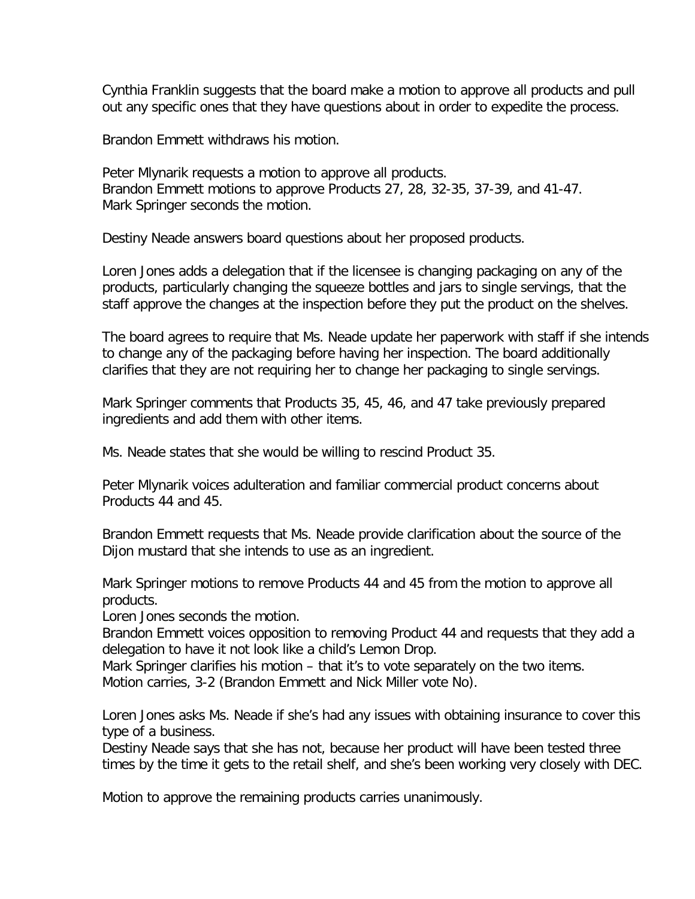Cynthia Franklin suggests that the board make a motion to approve all products and pull out any specific ones that they have questions about in order to expedite the process.

Brandon Emmett withdraws his motion.

Peter Mlynarik requests a motion to approve all products.
Brandon Emmett motions to approve Products 27, 28, 32-35, 37-39, and 41-47.
Mark Springer seconds the motion.

Destiny Neade answers board questions about her proposed products.

Loren Jones adds a delegation that if the licensee is changing packaging on any of the products, particularly changing the squeeze bottles and jars to single servings, that the staff approve the changes at the inspection before they put the product on the shelves.

The board agrees to require that Ms. Neade update her paperwork with staff if she intends to change any of the packaging before having her inspection. The board additionally clarifies that they are not requiring her to change her packaging to single servings.

Mark Springer comments that Products 35, 45, 46, and 47 take previously prepared ingredients and add them with other items.

Ms. Neade states that she would be willing to rescind Product 35.

Peter Mlynarik voices adulteration and familiar commercial product concerns about Products 44 and 45.

Brandon Emmett requests that Ms. Neade provide clarification about the source of the Dijon mustard that she intends to use as an ingredient.

Mark Springer motions to remove Products 44 and 45 from the motion to approve all products.
Loren Jones seconds the motion.
Brandon Emmett voices opposition to removing Product 44 and requests that they add a delegation to have it not look like a child's Lemon Drop.
Mark Springer clarifies his motion – that it's to vote separately on the two items.
Motion carries, 3-2 (Brandon Emmett and Nick Miller vote No).

Loren Jones asks Ms. Neade if she's had any issues with obtaining insurance to cover this type of a business.
Destiny Neade says that she has not, because her product will have been tested three times by the time it gets to the retail shelf, and she's been working very closely with DEC.

Motion to approve the remaining products carries unanimously.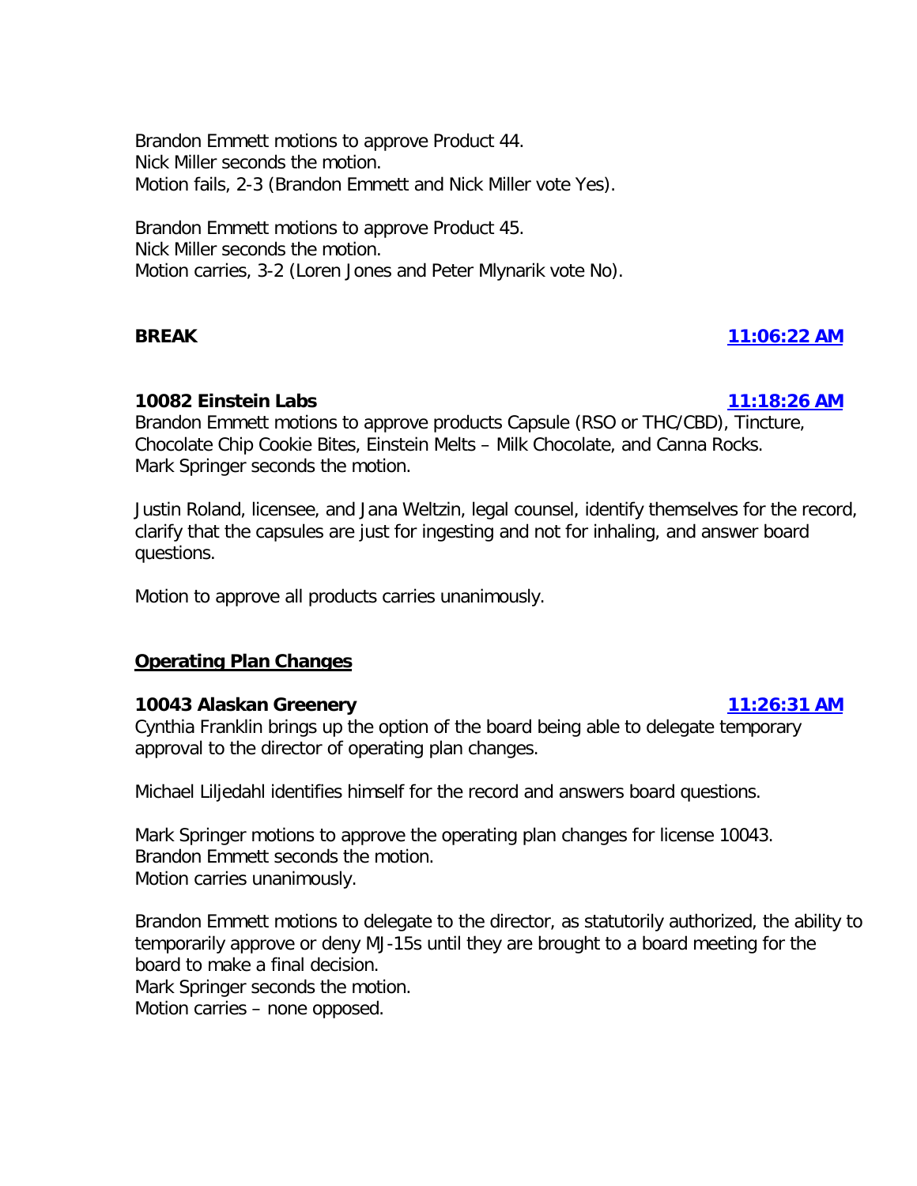Brandon Emmett motions to approve Product 44.
Nick Miller seconds the motion.
Motion fails, 2-3 (Brandon Emmett and Nick Miller vote Yes).

Brandon Emmett motions to approve Product 45.
Nick Miller seconds the motion.
Motion carries, 3-2 (Loren Jones and Peter Mlynarik vote No).

**BREAK** **[11:06:22 AM]**

**10082 Einstein Labs** **[11:18:26 AM]**

Brandon Emmett motions to approve products Capsule (RSO or THC/CBD), Tincture, Chocolate Chip Cookie Bites, Einstein Melts – Milk Chocolate, and Canna Rocks.
Mark Springer seconds the motion.

Justin Roland, licensee, and Jana Weltzin, legal counsel, identify themselves for the record, clarify that the capsules are just for ingesting and not for inhaling, and answer board questions.

Motion to approve all products carries unanimously.

## Operating Plan Changes

**10043 Alaskan Greenery** **[11:26:31 AM]**

Cynthia Franklin brings up the option of the board being able to delegate temporary approval to the director of operating plan changes.

Michael Liljedahl identifies himself for the record and answers board questions.

Mark Springer motions to approve the operating plan changes for license 10043.
Brandon Emmett seconds the motion.
Motion carries unanimously.

Brandon Emmett motions to delegate to the director, as statutorily authorized, the ability to temporarily approve or deny MJ-15s until they are brought to a board meeting for the board to make a final decision.
Mark Springer seconds the motion.
Motion carries – none opposed.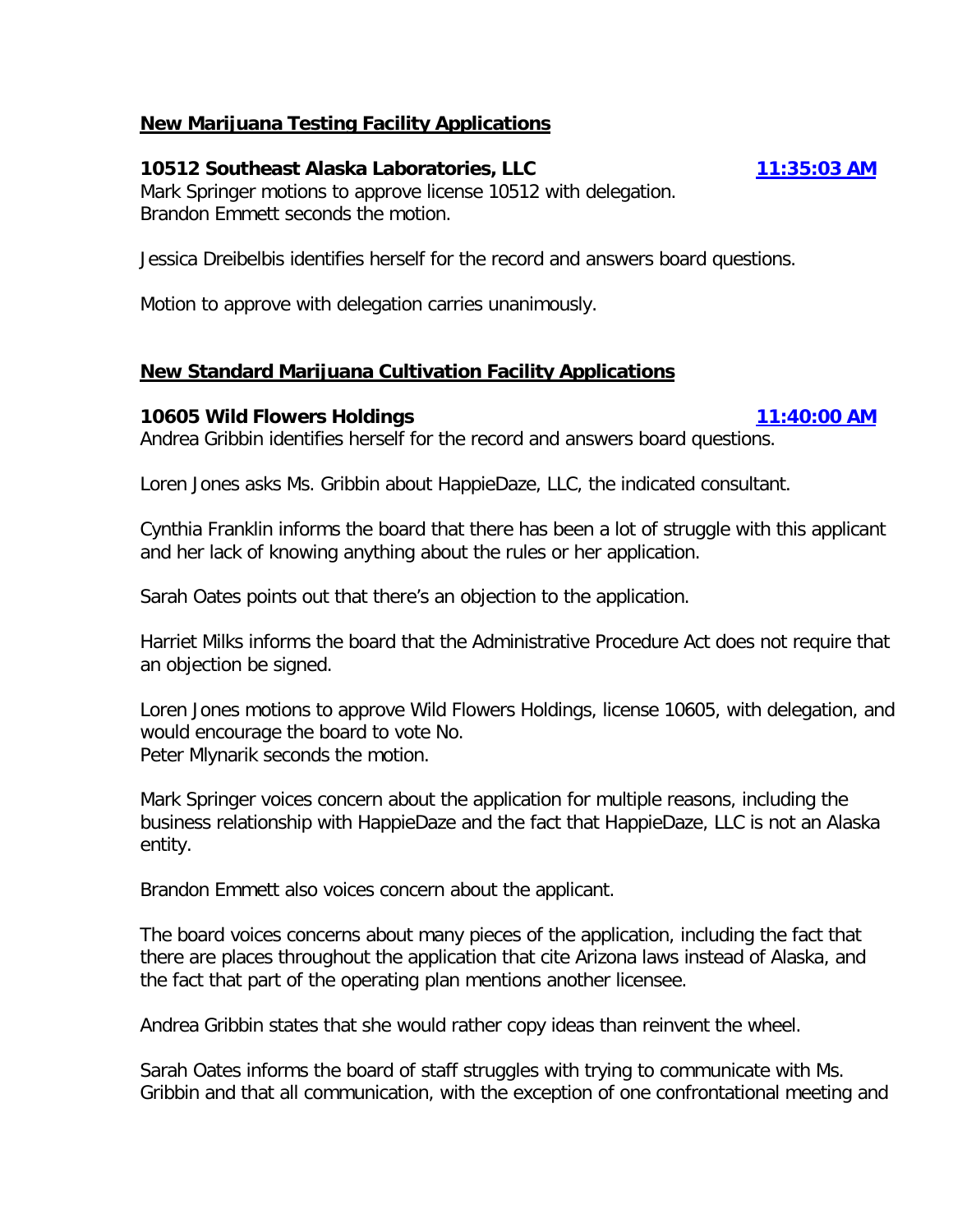**New Marijuana Testing Facility Applications**

**10512 Southeast Alaska Laboratories, LLC** **11:35:03 AM**

Mark Springer motions to approve license 10512 with delegation.
Brandon Emmett seconds the motion.

Jessica Dreibelbis identifies herself for the record and answers board questions.

Motion to approve with delegation carries unanimously.

**New Standard Marijuana Cultivation Facility Applications**

**10605 Wild Flowers Holdings** **11:40:00 AM**

Andrea Gribbin identifies herself for the record and answers board questions.

Loren Jones asks Ms. Gribbin about HappieDaze, LLC, the indicated consultant.

Cynthia Franklin informs the board that there has been a lot of struggle with this applicant and her lack of knowing anything about the rules or her application.

Sarah Oates points out that there's an objection to the application.

Harriet Milks informs the board that the Administrative Procedure Act does not require that an objection be signed.

Loren Jones motions to approve Wild Flowers Holdings, license 10605, with delegation, and would encourage the board to vote No.
Peter Mlynarik seconds the motion.

Mark Springer voices concern about the application for multiple reasons, including the business relationship with HappieDaze and the fact that HappieDaze, LLC is not an Alaska entity.

Brandon Emmett also voices concern about the applicant.

The board voices concerns about many pieces of the application, including the fact that there are places throughout the application that cite Arizona laws instead of Alaska, and the fact that part of the operating plan mentions another licensee.

Andrea Gribbin states that she would rather copy ideas than reinvent the wheel.

Sarah Oates informs the board of staff struggles with trying to communicate with Ms. Gribbin and that all communication, with the exception of one confrontational meeting and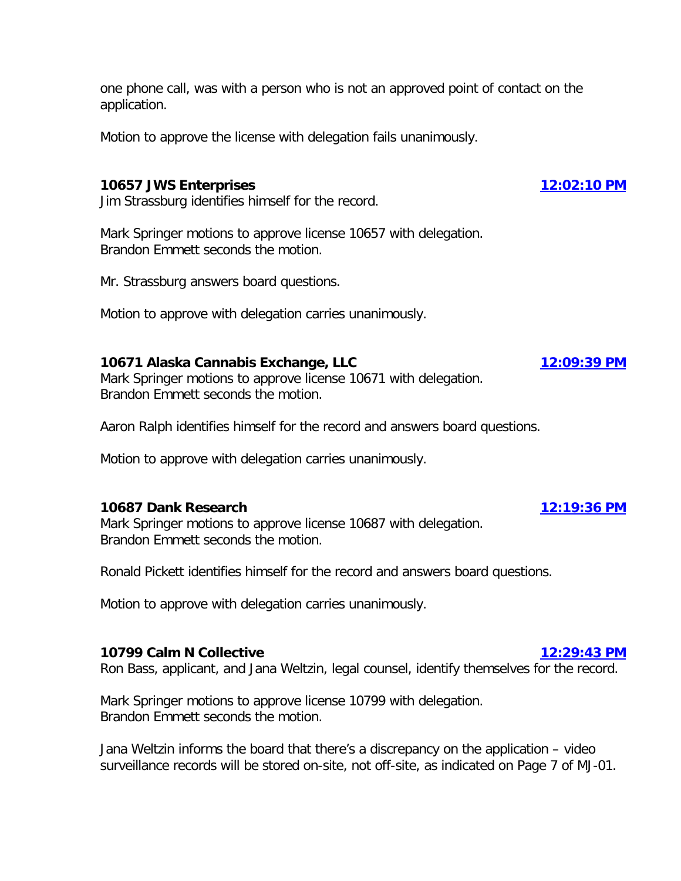one phone call, was with a person who is not an approved point of contact on the application.

Motion to approve the license with delegation fails unanimously.

**10657 JWS Enterprises** **12:02:10 PM**

Jim Strassburg identifies himself for the record.

Mark Springer motions to approve license 10657 with delegation.
Brandon Emmett seconds the motion.

Mr. Strassburg answers board questions.

Motion to approve with delegation carries unanimously.

**10671 Alaska Cannabis Exchange, LLC** **12:09:39 PM**

Mark Springer motions to approve license 10671 with delegation.
Brandon Emmett seconds the motion.

Aaron Ralph identifies himself for the record and answers board questions.

Motion to approve with delegation carries unanimously.

**10687 Dank Research** **12:19:36 PM**

Mark Springer motions to approve license 10687 with delegation.
Brandon Emmett seconds the motion.

Ronald Pickett identifies himself for the record and answers board questions.

Motion to approve with delegation carries unanimously.

**10799 Calm N Collective** **12:29:43 PM**

Ron Bass, applicant, and Jana Weltzin, legal counsel, identify themselves for the record.

Mark Springer motions to approve license 10799 with delegation.
Brandon Emmett seconds the motion.

Jana Weltzin informs the board that there's a discrepancy on the application – video surveillance records will be stored on-site, not off-site, as indicated on Page 7 of MJ-01.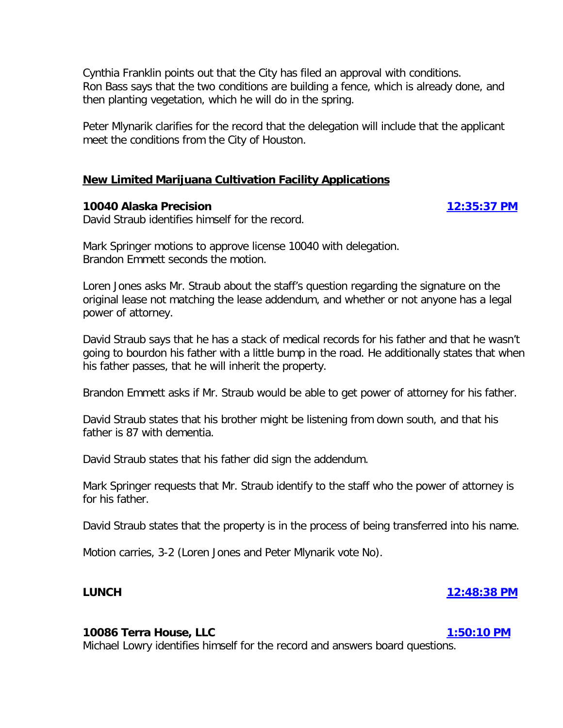Cynthia Franklin points out that the City has filed an approval with conditions.
Ron Bass says that the two conditions are building a fence, which is already done, and then planting vegetation, which he will do in the spring.

Peter Mlynarik clarifies for the record that the delegation will include that the applicant meet the conditions from the City of Houston.

**New Limited Marijuana Cultivation Facility Applications**

**10040 Alaska Precision** **12:35:37 PM**

David Straub identifies himself for the record.

Mark Springer motions to approve license 10040 with delegation.
Brandon Emmett seconds the motion.

Loren Jones asks Mr. Straub about the staff's question regarding the signature on the original lease not matching the lease addendum, and whether or not anyone has a legal power of attorney.

David Straub says that he has a stack of medical records for his father and that he wasn't going to bourdon his father with a little bump in the road. He additionally states that when his father passes, that he will inherit the property.

Brandon Emmett asks if Mr. Straub would be able to get power of attorney for his father.

David Straub states that his brother might be listening from down south, and that his father is 87 with dementia.

David Straub states that his father did sign the addendum.

Mark Springer requests that Mr. Straub identify to the staff who the power of attorney is for his father.

David Straub states that the property is in the process of being transferred into his name.

Motion carries, 3-2 (Loren Jones and Peter Mlynarik vote No).

**LUNCH** **12:48:38 PM**

**10086 Terra House, LLC** **1:50:10 PM**

Michael Lowry identifies himself for the record and answers board questions.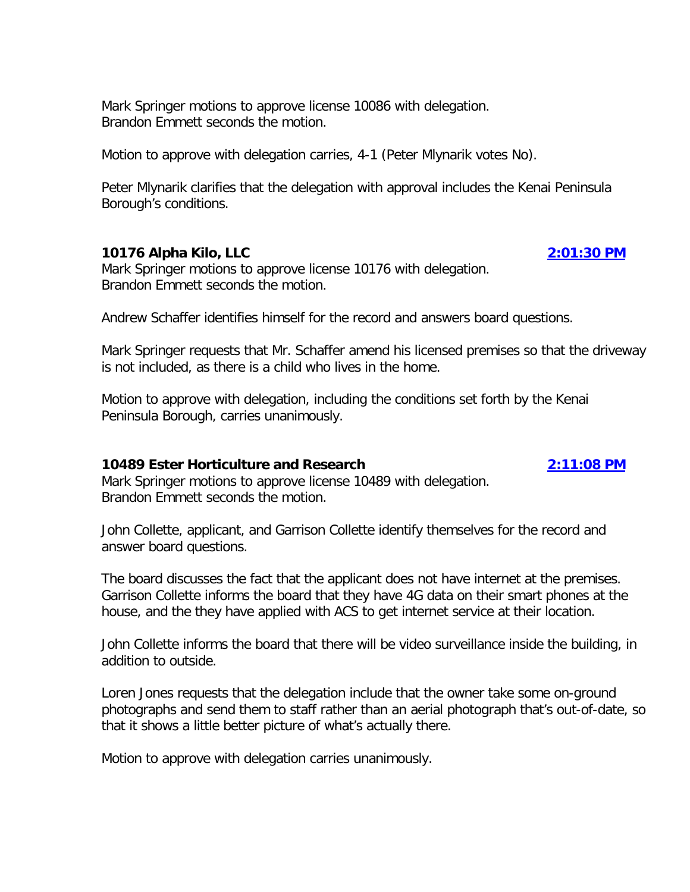Mark Springer motions to approve license 10086 with delegation.
Brandon Emmett seconds the motion.

Motion to approve with delegation carries, 4-1 (Peter Mlynarik votes No).

Peter Mlynarik clarifies that the delegation with approval includes the Kenai Peninsula Borough's conditions.

**10176 Alpha Kilo, LLC** **2:01:30 PM**

Mark Springer motions to approve license 10176 with delegation.
Brandon Emmett seconds the motion.

Andrew Schaffer identifies himself for the record and answers board questions.

Mark Springer requests that Mr. Schaffer amend his licensed premises so that the driveway is not included, as there is a child who lives in the home.

Motion to approve with delegation, including the conditions set forth by the Kenai Peninsula Borough, carries unanimously.

**10489 Ester Horticulture and Research** **2:11:08 PM**

Mark Springer motions to approve license 10489 with delegation.
Brandon Emmett seconds the motion.

John Collette, applicant, and Garrison Collette identify themselves for the record and answer board questions.

The board discusses the fact that the applicant does not have internet at the premises. Garrison Collette informs the board that they have 4G data on their smart phones at the house, and the they have applied with ACS to get internet service at their location.

John Collette informs the board that there will be video surveillance inside the building, in addition to outside.

Loren Jones requests that the delegation include that the owner take some on-ground photographs and send them to staff rather than an aerial photograph that's out-of-date, so that it shows a little better picture of what's actually there.

Motion to approve with delegation carries unanimously.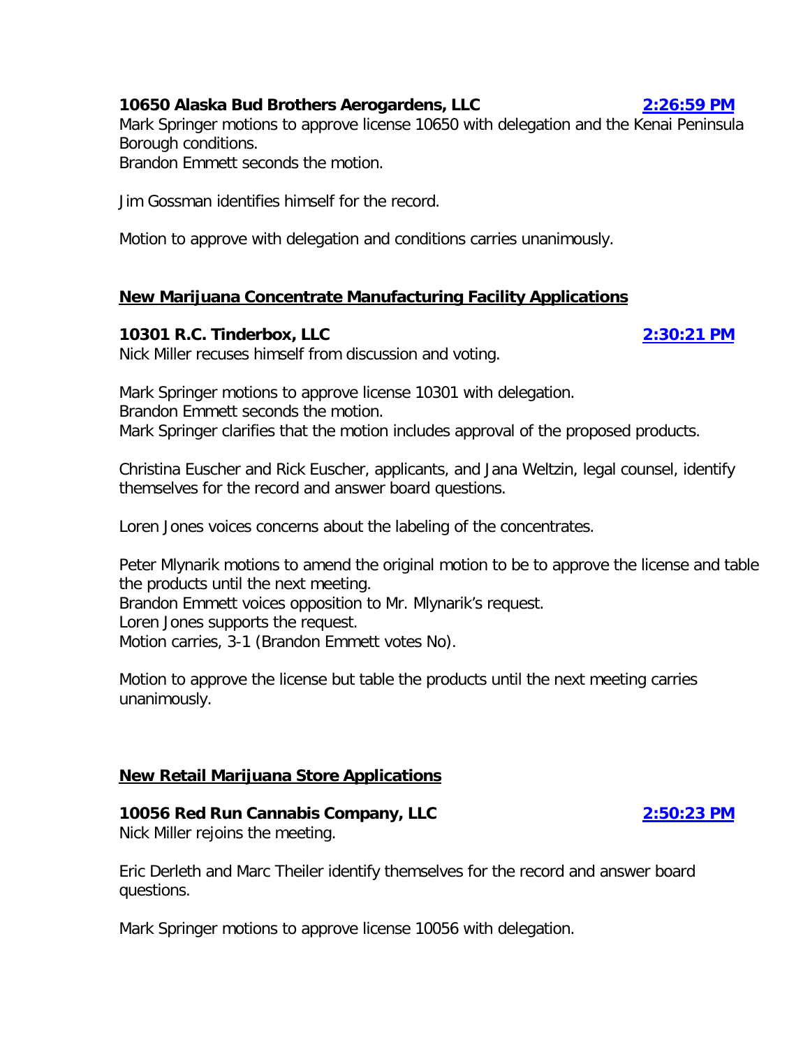**10650 Alaska Bud Brothers Aerogardens, LLC** [2:26:59 PM]

Mark Springer motions to approve license 10650 with delegation and the Kenai Peninsula Borough conditions.
Brandon Emmett seconds the motion.

Jim Gossman identifies himself for the record.

Motion to approve with delegation and conditions carries unanimously.

## New Marijuana Concentrate Manufacturing Facility Applications

**10301 R.C. Tinderbox, LLC** [2:30:21 PM]

Nick Miller recuses himself from discussion and voting.

Mark Springer motions to approve license 10301 with delegation.
Brandon Emmett seconds the motion.
Mark Springer clarifies that the motion includes approval of the proposed products.

Christina Euscher and Rick Euscher, applicants, and Jana Weltzin, legal counsel, identify themselves for the record and answer board questions.

Loren Jones voices concerns about the labeling of the concentrates.

Peter Mlynarik motions to amend the original motion to be to approve the license and table the products until the next meeting.
Brandon Emmett voices opposition to Mr. Mlynarik's request.
Loren Jones supports the request.
Motion carries, 3-1 (Brandon Emmett votes No).

Motion to approve the license but table the products until the next meeting carries unanimously.

## New Retail Marijuana Store Applications

**10056 Red Run Cannabis Company, LLC** [2:50:23 PM]

Nick Miller rejoins the meeting.

Eric Derleth and Marc Theiler identify themselves for the record and answer board questions.

Mark Springer motions to approve license 10056 with delegation.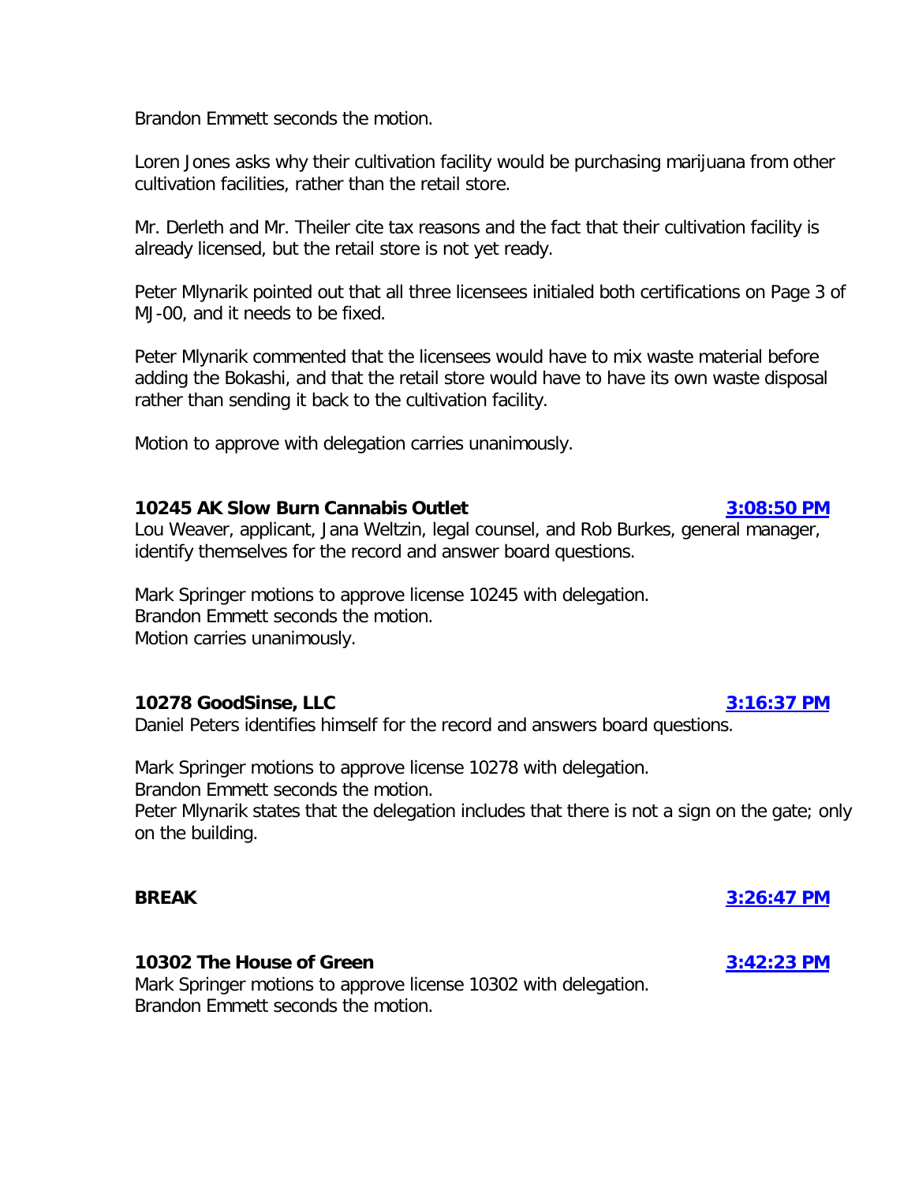Brandon Emmett seconds the motion.

Loren Jones asks why their cultivation facility would be purchasing marijuana from other cultivation facilities, rather than the retail store.

Mr. Derleth and Mr. Theiler cite tax reasons and the fact that their cultivation facility is already licensed, but the retail store is not yet ready.

Peter Mlynarik pointed out that all three licensees initialed both certifications on Page 3 of MJ-00, and it needs to be fixed.

Peter Mlynarik commented that the licensees would have to mix waste material before adding the Bokashi, and that the retail store would have to have its own waste disposal rather than sending it back to the cultivation facility.

Motion to approve with delegation carries unanimously.

**10245 AK Slow Burn Cannabis Outlet** **3:08:50 PM**

Lou Weaver, applicant, Jana Weltzin, legal counsel, and Rob Burkes, general manager, identify themselves for the record and answer board questions.

Mark Springer motions to approve license 10245 with delegation.
Brandon Emmett seconds the motion.
Motion carries unanimously.

**10278 GoodSinse, LLC** **3:16:37 PM**

Daniel Peters identifies himself for the record and answers board questions.

Mark Springer motions to approve license 10278 with delegation.
Brandon Emmett seconds the motion.
Peter Mlynarik states that the delegation includes that there is not a sign on the gate; only on the building.

**BREAK** **3:26:47 PM**

**10302 The House of Green** **3:42:23 PM**

Mark Springer motions to approve license 10302 with delegation.
Brandon Emmett seconds the motion.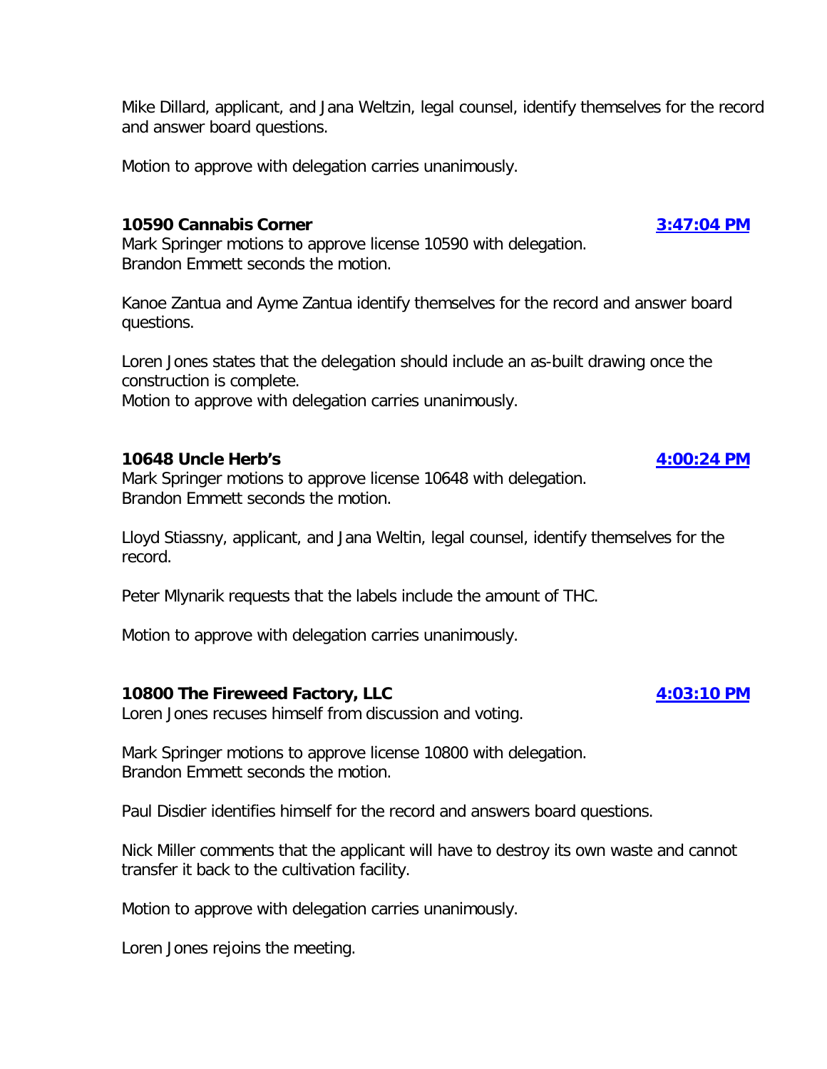Mike Dillard, applicant, and Jana Weltzin, legal counsel, identify themselves for the record and answer board questions.

Motion to approve with delegation carries unanimously.

**10590 Cannabis Corner** **3:47:04 PM**

Mark Springer motions to approve license 10590 with delegation.
Brandon Emmett seconds the motion.

Kanoe Zantua and Ayme Zantua identify themselves for the record and answer board questions.

Loren Jones states that the delegation should include an as-built drawing once the construction is complete.
Motion to approve with delegation carries unanimously.

**10648 Uncle Herb's** **4:00:24 PM**

Mark Springer motions to approve license 10648 with delegation.
Brandon Emmett seconds the motion.

Lloyd Stiassny, applicant, and Jana Weltin, legal counsel, identify themselves for the record.

Peter Mlynarik requests that the labels include the amount of THC.

Motion to approve with delegation carries unanimously.

**10800 The Fireweed Factory, LLC** **4:03:10 PM**

Loren Jones recuses himself from discussion and voting.

Mark Springer motions to approve license 10800 with delegation.
Brandon Emmett seconds the motion.

Paul Disdier identifies himself for the record and answers board questions.

Nick Miller comments that the applicant will have to destroy its own waste and cannot transfer it back to the cultivation facility.

Motion to approve with delegation carries unanimously.

Loren Jones rejoins the meeting.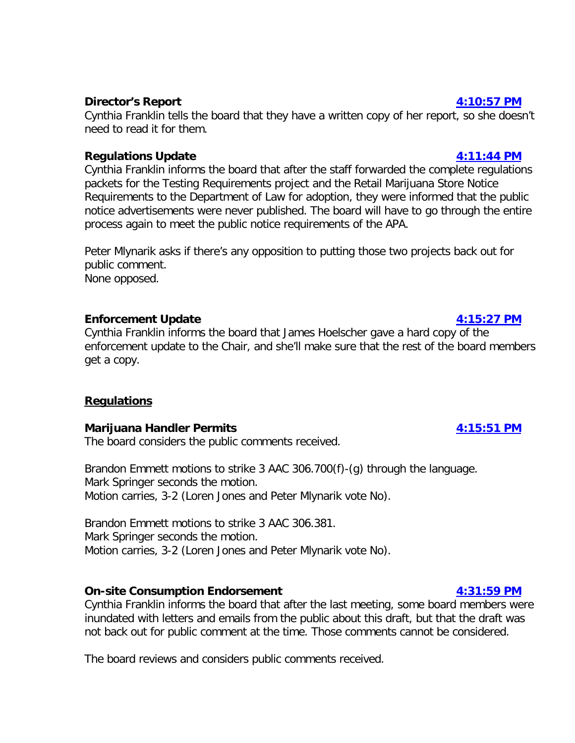**Director's Report** **4:10:57 PM**

Cynthia Franklin tells the board that they have a written copy of her report, so she doesn't need to read it for them.

**Regulations Update** **4:11:44 PM**

Cynthia Franklin informs the board that after the staff forwarded the complete regulations packets for the Testing Requirements project and the Retail Marijuana Store Notice Requirements to the Department of Law for adoption, they were informed that the public notice advertisements were never published. The board will have to go through the entire process again to meet the public notice requirements of the APA.

Peter Mlynarik asks if there's any opposition to putting those two projects back out for public comment.
None opposed.

**Enforcement Update** **4:15:27 PM**

Cynthia Franklin informs the board that James Hoelscher gave a hard copy of the enforcement update to the Chair, and she'll make sure that the rest of the board members get a copy.

## Regulations

**Marijuana Handler Permits** **4:15:51 PM**

The board considers the public comments received.

Brandon Emmett motions to strike 3 AAC 306.700(f)-(g) through the language.
Mark Springer seconds the motion.
Motion carries, 3-2 (Loren Jones and Peter Mlynarik vote No).

Brandon Emmett motions to strike 3 AAC 306.381.
Mark Springer seconds the motion.
Motion carries, 3-2 (Loren Jones and Peter Mlynarik vote No).

**On-site Consumption Endorsement** **4:31:59 PM**

Cynthia Franklin informs the board that after the last meeting, some board members were inundated with letters and emails from the public about this draft, but that the draft was not back out for public comment at the time. Those comments cannot be considered.

The board reviews and considers public comments received.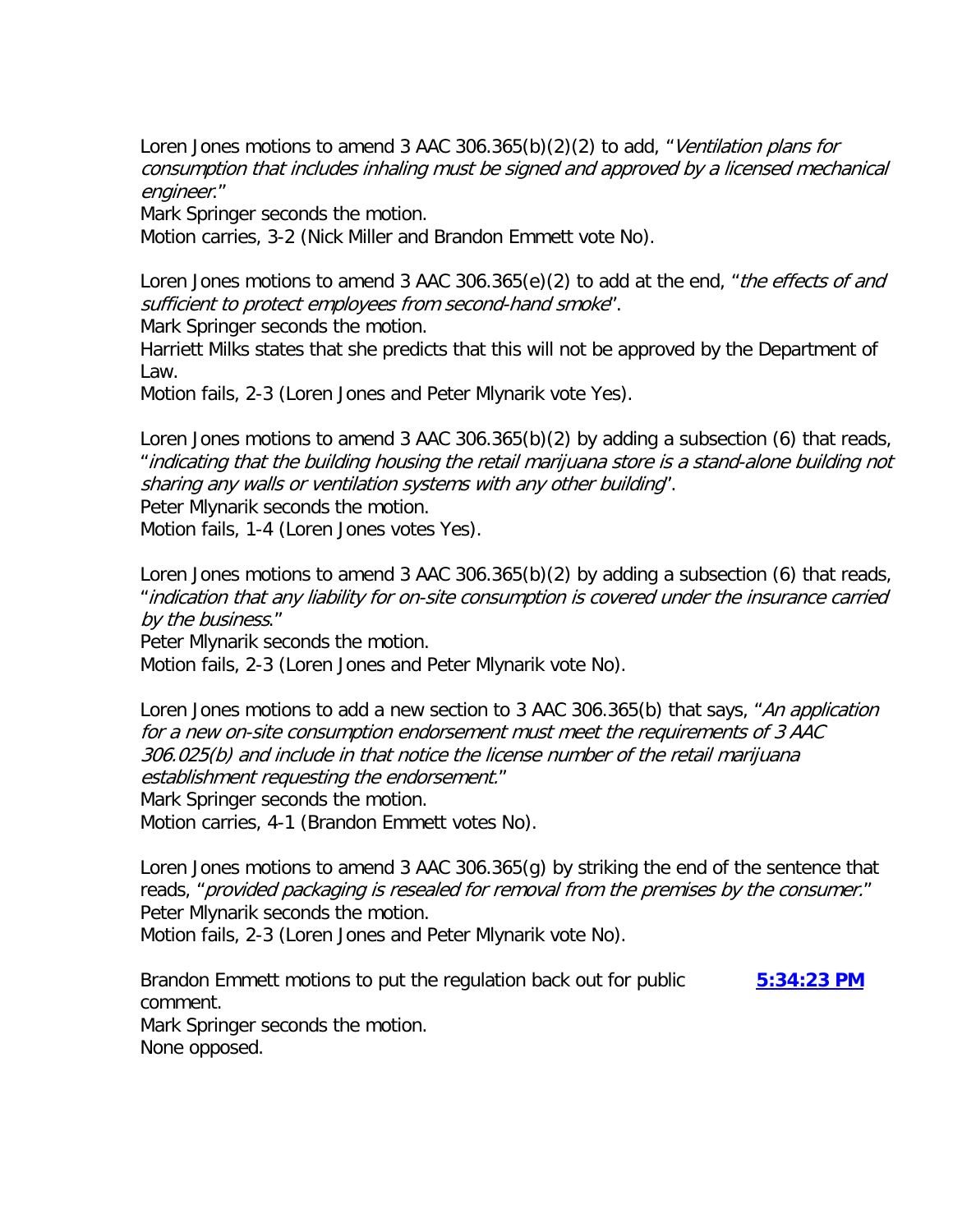Loren Jones motions to amend 3 AAC 306.365(b)(2)(2) to add, "*Ventilation plans for consumption that includes inhaling must be signed and approved by a licensed mechanical engineer.*"
Mark Springer seconds the motion.
Motion carries, 3-2 (Nick Miller and Brandon Emmett vote No).

Loren Jones motions to amend 3 AAC 306.365(e)(2) to add at the end, "*the effects of and sufficient to protect employees from second-hand smoke*".
Mark Springer seconds the motion.
Harriett Milks states that she predicts that this will not be approved by the Department of Law.
Motion fails, 2-3 (Loren Jones and Peter Mlynarik vote Yes).

Loren Jones motions to amend 3 AAC 306.365(b)(2) by adding a subsection (6) that reads, "*indicating that the building housing the retail marijuana store is a stand-alone building not sharing any walls or ventilation systems with any other building*".
Peter Mlynarik seconds the motion.
Motion fails, 1-4 (Loren Jones votes Yes).

Loren Jones motions to amend 3 AAC 306.365(b)(2) by adding a subsection (6) that reads, "*indication that any liability for on-site consumption is covered under the insurance carried by the business.*"
Peter Mlynarik seconds the motion.
Motion fails, 2-3 (Loren Jones and Peter Mlynarik vote No).

Loren Jones motions to add a new section to 3 AAC 306.365(b) that says, "*An application for a new on-site consumption endorsement must meet the requirements of 3 AAC 306.025(b) and include in that notice the license number of the retail marijuana establishment requesting the endorsement.*"
Mark Springer seconds the motion.
Motion carries, 4-1 (Brandon Emmett votes No).

Loren Jones motions to amend 3 AAC 306.365(g) by striking the end of the sentence that reads, "*provided packaging is resealed for removal from the premises by the consumer.*"
Peter Mlynarik seconds the motion.
Motion fails, 2-3 (Loren Jones and Peter Mlynarik vote No).

Brandon Emmett motions to put the regulation back out for public comment. **5:34:23 PM**
Mark Springer seconds the motion.
None opposed.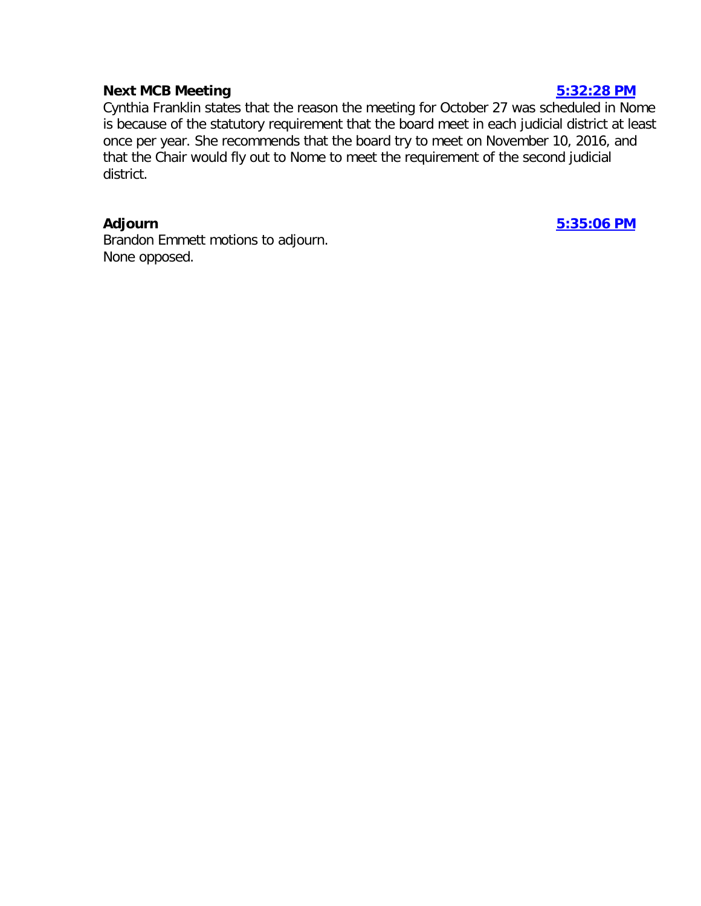**Next MCB Meeting** [5:32:28 PM]

Cynthia Franklin states that the reason the meeting for October 27 was scheduled in Nome is because of the statutory requirement that the board meet in each judicial district at least once per year. She recommends that the board try to meet on November 10, 2016, and that the Chair would fly out to Nome to meet the requirement of the second judicial district.

**Adjourn** [5:35:06 PM]

Brandon Emmett motions to adjourn.
None opposed.